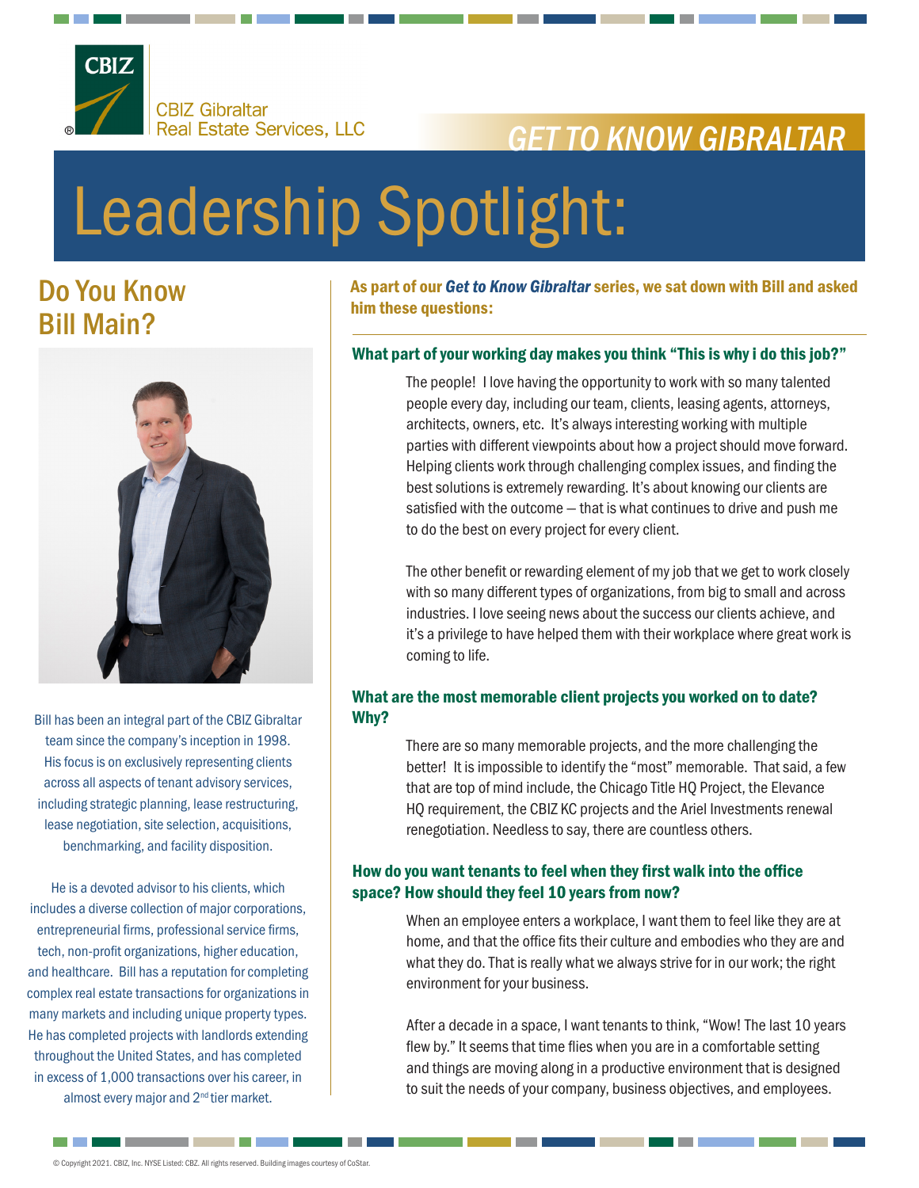CBIZ Gibraltar Real Estate Services, LLC

GET TO KNOW GIBRALTAR

# Leadership Spotlight:

## Do You Know Bill Main?

Bill has been an integral part of the CBIZ Gibraltar team since the company's inception in 1998. His focus is on exclusively representing clients across all aspects of tenant advisory services, including strategic planning, lease restructuring, lease negotiation, site selection, acquisitions, benchmarking, and facility disposition.

He is a devoted advisor to his clients, which includes a diverse collection of major corporations, entrepreneurial firms, professional service firms, tech, non-profit organizations, higher education, and healthcare. Bill has a reputation for completing complex real estate transactions for organizations in many markets and including unique property types. He has completed projects with landlords extending throughout the United States, and has completed in excess of 1,000 transactions over his career, in almost every major and 2nd tier market.

**As part of our *Get to Know Gibraltar* series, we sat down with Bill and asked him these questions:**

### What part of your working day makes you think "This is why i do this job?"

The people! I love having the opportunity to work with so many talented people every day, including our team, clients, leasing agents, attorneys, architects, owners, etc. It's always interesting working with multiple parties with different viewpoints about how a project should move forward. Helping clients work through challenging complex issues, and finding the best solutions is extremely rewarding. It's about knowing our clients are satisfied with the outcome – that is what continues to drive and push me to do the best on every project for every client.

The other benefit or rewarding element of my job that we get to work closely with so many different types of organizations, from big to small and across industries. I love seeing news about the success our clients achieve, and it's a privilege to have helped them with their workplace where great work is coming to life.

### What are the most memorable client projects you worked on to date? Why?

There are so many memorable projects, and the more challenging the better! It is impossible to identify the "most" memorable. That said, a few that are top of mind include, the Chicago Title HQ Project, the Elevance HQ requirement, the CBIZ KC projects and the Ariel Investments renewal renegotiation. Needless to say, there are countless others.

### How do you want tenants to feel when they first walk into the office space? How should they feel 10 years from now?

When an employee enters a workplace, I want them to feel like they are at home, and that the office fits their culture and embodies who they are and what they do. That is really what we always strive for in our work; the right environment for your business.

After a decade in a space, I want tenants to think, "Wow! The last 10 years flew by." It seems that time flies when you are in a comfortable setting and things are moving along in a productive environment that is designed to suit the needs of your company, business objectives, and employees.

© Copyright 2021. CBIZ, Inc. NYSE Listed: CBZ. All rights reserved. Building images courtesy of CoStar.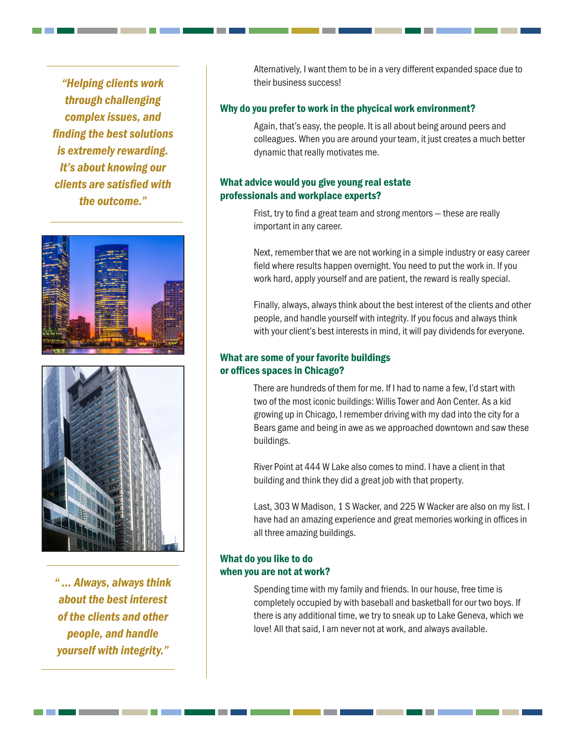*"Helping clients work through challenging complex issues, and finding the best solutions is extremely rewarding. It's about knowing our clients are satisfied with the outcome."*

Alternatively, I want them to be in a very different expanded space due to their business success!

### Why do you prefer to work in the phycical work environment?

Again, that's easy, the people. It is all about being around peers and colleagues. When you are around your team, it just creates a much better dynamic that really motivates me.

### What advice would you give young real estate professionals and workplace experts?

Frist, try to find a great team and strong mentors – these are really important in any career.

Next, remember that we are not working in a simple industry or easy career field where results happen overnight. You need to put the work in. If you work hard, apply yourself and are patient, the reward is really special.

Finally, always, always think about the best interest of the clients and other people, and handle yourself with integrity. If you focus and always think with your client's best interests in mind, it will pay dividends for everyone.

### What are some of your favorite buildings or offices spaces in Chicago?

There are hundreds of them for me. If I had to name a few, I'd start with two of the most iconic buildings: Willis Tower and Aon Center. As a kid growing up in Chicago, I remember driving with my dad into the city for a Bears game and being in awe as we approached downtown and saw these buildings.

River Point at 444 W Lake also comes to mind. I have a client in that building and think they did a great job with that property.

Last, 303 W Madison, 1 S Wacker, and 225 W Wacker are also on my list. I have had an amazing experience and great memories working in offices in all three amazing buildings.

### What do you like to do when you are not at work?

Spending time with my family and friends. In our house, free time is completely occupied by with baseball and basketball for our two boys. If there is any additional time, we try to sneak up to Lake Geneva, which we love! All that said, I am never not at work, and always available.

*"... Always, always think about the best interest of the clients and other people, and handle yourself with integrity."*